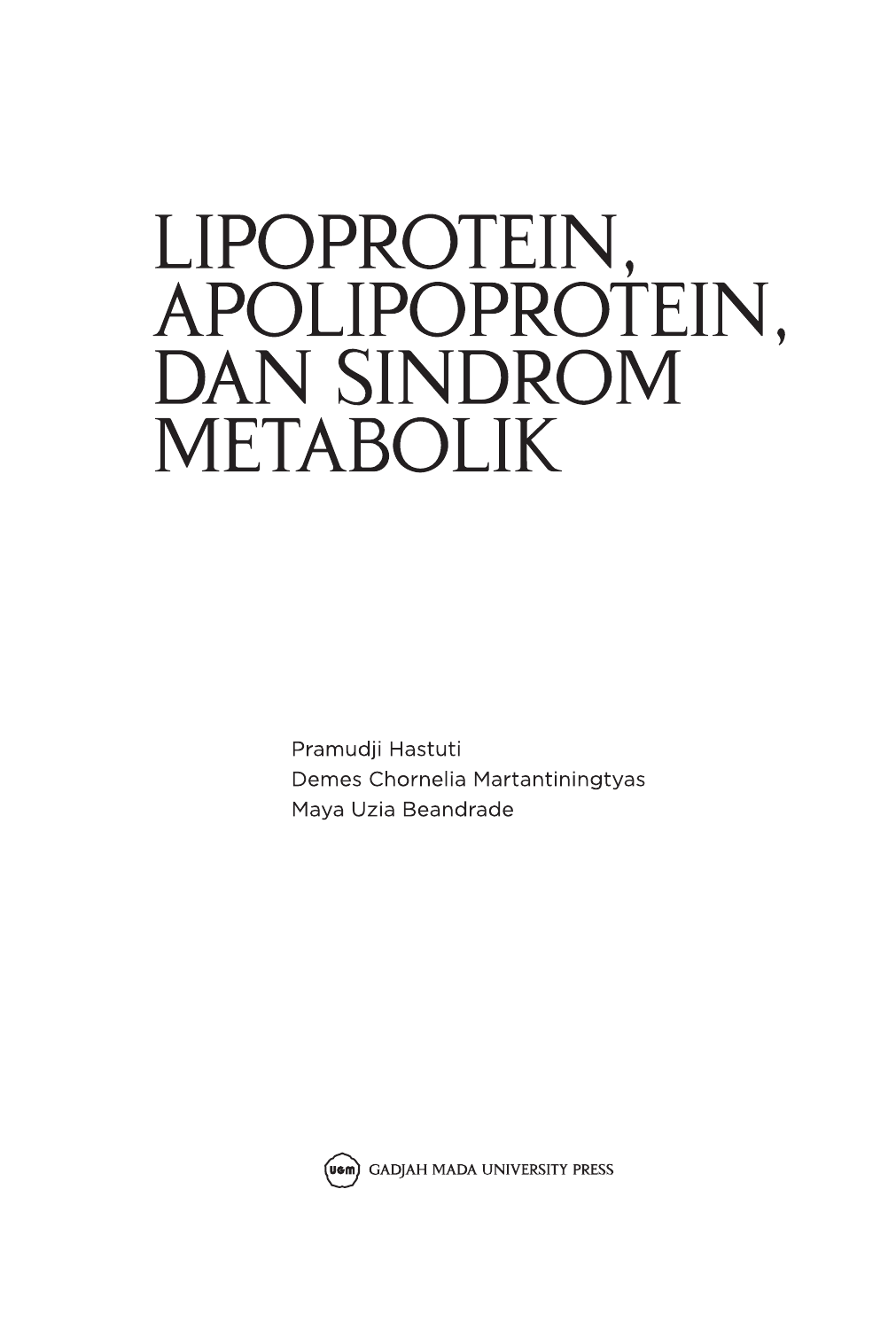# LIPOPROTEIN, APOLIPOPROTEIN, DAN SINDROM METABOLIK

Pramudji Hastuti
Demes Chornelia Martantiningtyas
Maya Uzia Beandrade

GADJAH MADA UNIVERSITY PRESS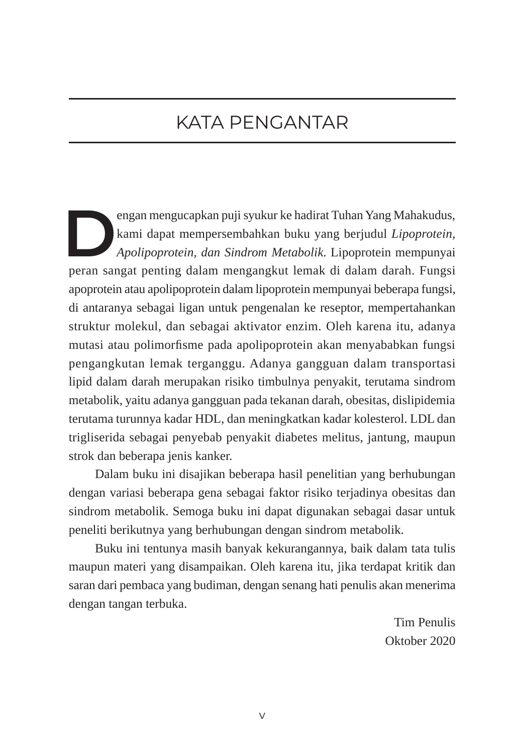# KATA PENGANTAR

Dengan mengucapkan puji syukur ke hadirat Tuhan Yang Mahakudus, kami dapat mempersembahkan buku yang berjudul *Lipoprotein, Apolipoprotein, dan Sindrom Metabolik.* Lipoprotein mempunyai peran sangat penting dalam mengangkut lemak di dalam darah. Fungsi apoprotein atau apolipoprotein dalam lipoprotein mempunyai beberapa fungsi, di antaranya sebagai ligan untuk pengenalan ke reseptor, mempertahankan struktur molekul, dan sebagai aktivator enzim. Oleh karena itu, adanya mutasi atau polimorfisme pada apolipoprotein akan menyababkan fungsi pengangkutan lemak terganggu. Adanya gangguan dalam transportasi lipid dalam darah merupakan risiko timbulnya penyakit, terutama sindrom metabolik, yaitu adanya gangguan pada tekanan darah, obesitas, dislipidemia terutama turunnya kadar HDL, dan meningkatkan kadar kolesterol. LDL dan trigliserida sebagai penyebab penyakit diabetes melitus, jantung, maupun strok dan beberapa jenis kanker.

Dalam buku ini disajikan beberapa hasil penelitian yang berhubungan dengan variasi beberapa gena sebagai faktor risiko terjadinya obesitas dan sindrom metabolik. Semoga buku ini dapat digunakan sebagai dasar untuk peneliti berikutnya yang berhubungan dengan sindrom metabolik.

Buku ini tentunya masih banyak kekurangannya, baik dalam tata tulis maupun materi yang disampaikan. Oleh karena itu, jika terdapat kritik dan saran dari pembaca yang budiman, dengan senang hati penulis akan menerima dengan tangan terbuka.

Tim Penulis
Oktober 2020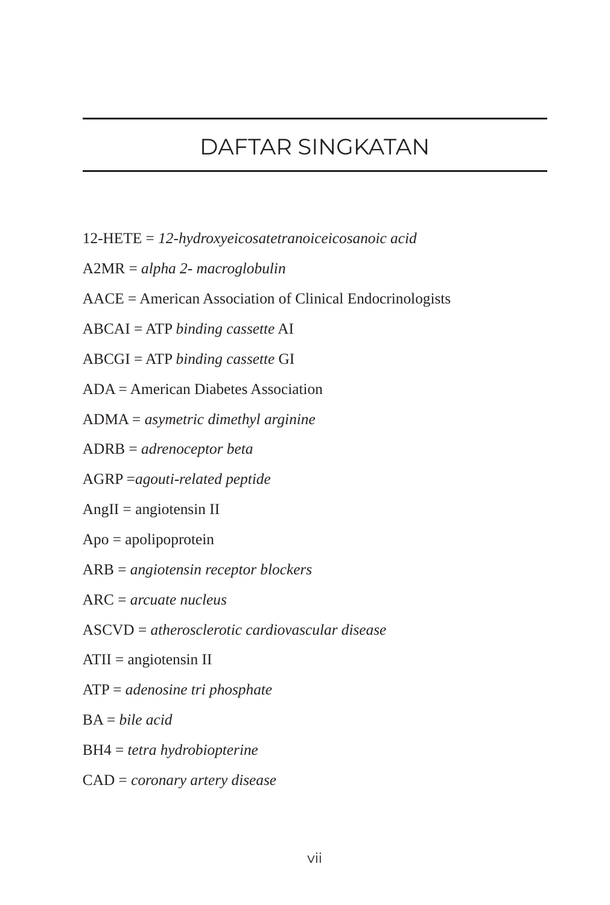# DAFTAR SINGKATAN

12-HETE = *12-hydroxyeicosatetranoiceicosanoic acid*

A2MR = *alpha 2- macroglobulin*

AACE = American Association of Clinical Endocrinologists

ABCAI = ATP *binding cassette* AI

ABCGI = ATP *binding cassette* GI

ADA = American Diabetes Association

ADMA = *asymetric dimethyl arginine*

ADRB = *adrenoceptor beta*

AGRP =*agouti-related peptide*

AngII = angiotensin II

Apo = apolipoprotein

ARB = *angiotensin receptor blockers*

ARC = *arcuate nucleus*

ASCVD = *atherosclerotic cardiovascular disease*

ATII = angiotensin II

ATP = *adenosine tri phosphate*

BA = *bile acid*

BH4 = *tetra hydrobiopterine*

CAD = *coronary artery disease*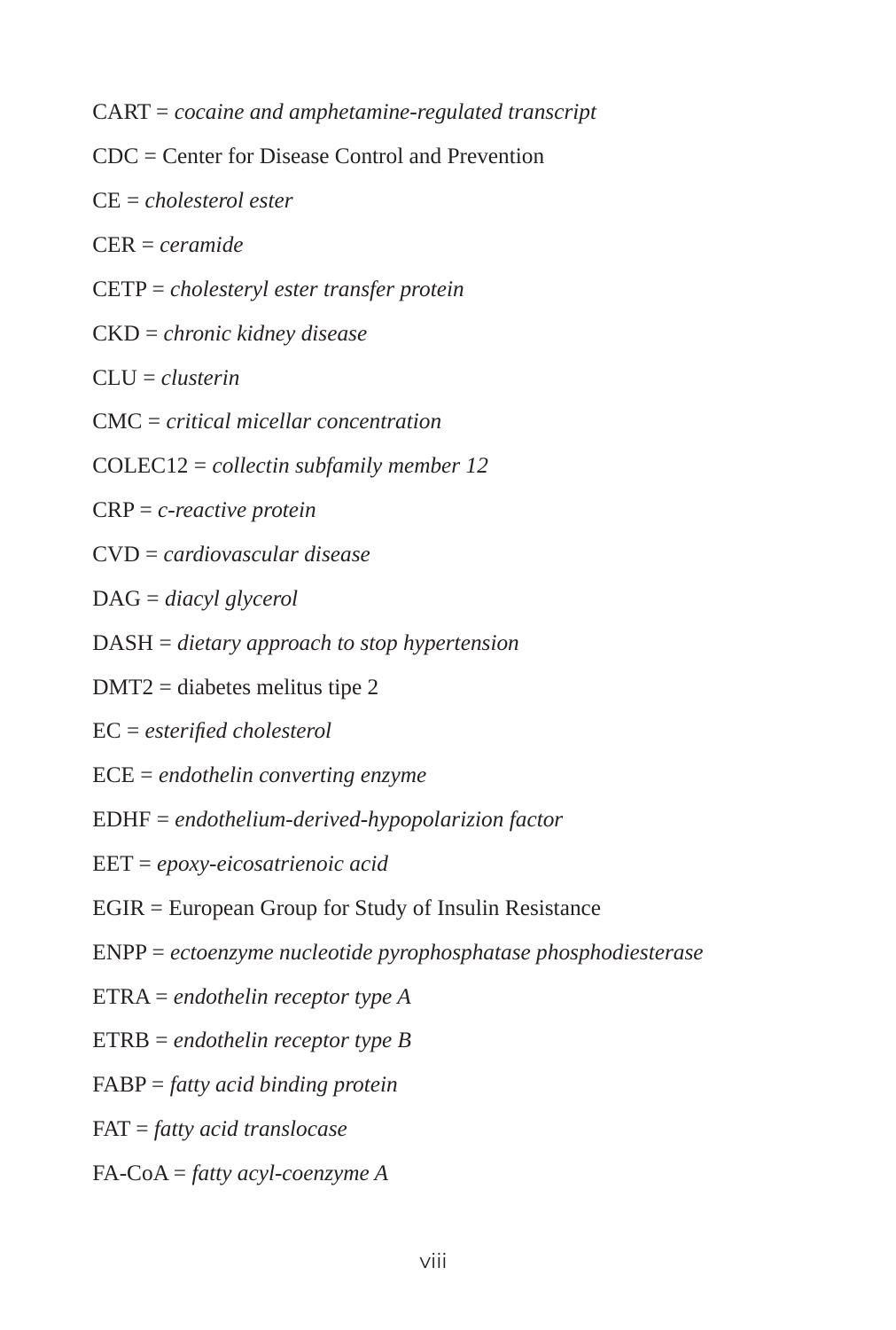CART = *cocaine and amphetamine-regulated transcript*

CDC = Center for Disease Control and Prevention

CE = *cholesterol ester*

CER = *ceramide*

CETP = *cholesteryl ester transfer protein*

CKD = *chronic kidney disease*

CLU = *clusterin*

CMC = *critical micellar concentration*

COLEC12 = *collectin subfamily member 12*

CRP = *c-reactive protein*

CVD = *cardiovascular disease*

DAG = *diacyl glycerol*

DASH = *dietary approach to stop hypertension*

DMT2 = diabetes melitus tipe 2

EC = *esterified cholesterol*

ECE = *endothelin converting enzyme*

EDHF = *endothelium-derived-hypopolarizion factor*

EET = *epoxy-eicosatrienoic acid*

EGIR = European Group for Study of Insulin Resistance

ENPP = *ectoenzyme nucleotide pyrophosphatase phosphodiesterase*

ETRA = *endothelin receptor type A*

ETRB = *endothelin receptor type B*

FABP = *fatty acid binding protein*

FAT = *fatty acid translocase*

FA-CoA = *fatty acyl-coenzyme A*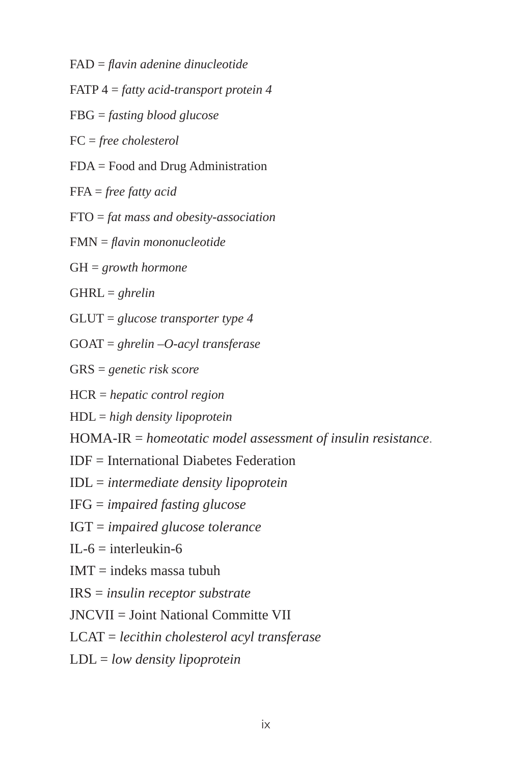FAD = *flavin adenine dinucleotide*

FATP 4 = *fatty acid-transport protein 4*

FBG = *fasting blood glucose*

FC = *free cholesterol*

FDA = Food and Drug Administration

FFA = *free fatty acid*

FTO = *fat mass and obesity-association*

FMN = *flavin mononucleotide*

GH = *growth hormone*

GHRL = *ghrelin*

GLUT = *glucose transporter type 4*

GOAT = *ghrelin –O-acyl transferase*

GRS = *genetic risk score*

HCR = *hepatic control region*

HDL = *high density lipoprotein*

HOMA-IR = *homeotatic model assessment of insulin resistance*.

IDF = International Diabetes Federation

IDL = *intermediate density lipoprotein*

IFG = *impaired fasting glucose*

IGT = *impaired glucose tolerance*

IL-6 = interleukin-6

IMT = indeks massa tubuh

IRS = *insulin receptor substrate*

JNCVII = Joint National Committe VII

LCAT = *lecithin cholesterol acyl transferase*

LDL = *low density lipoprotein*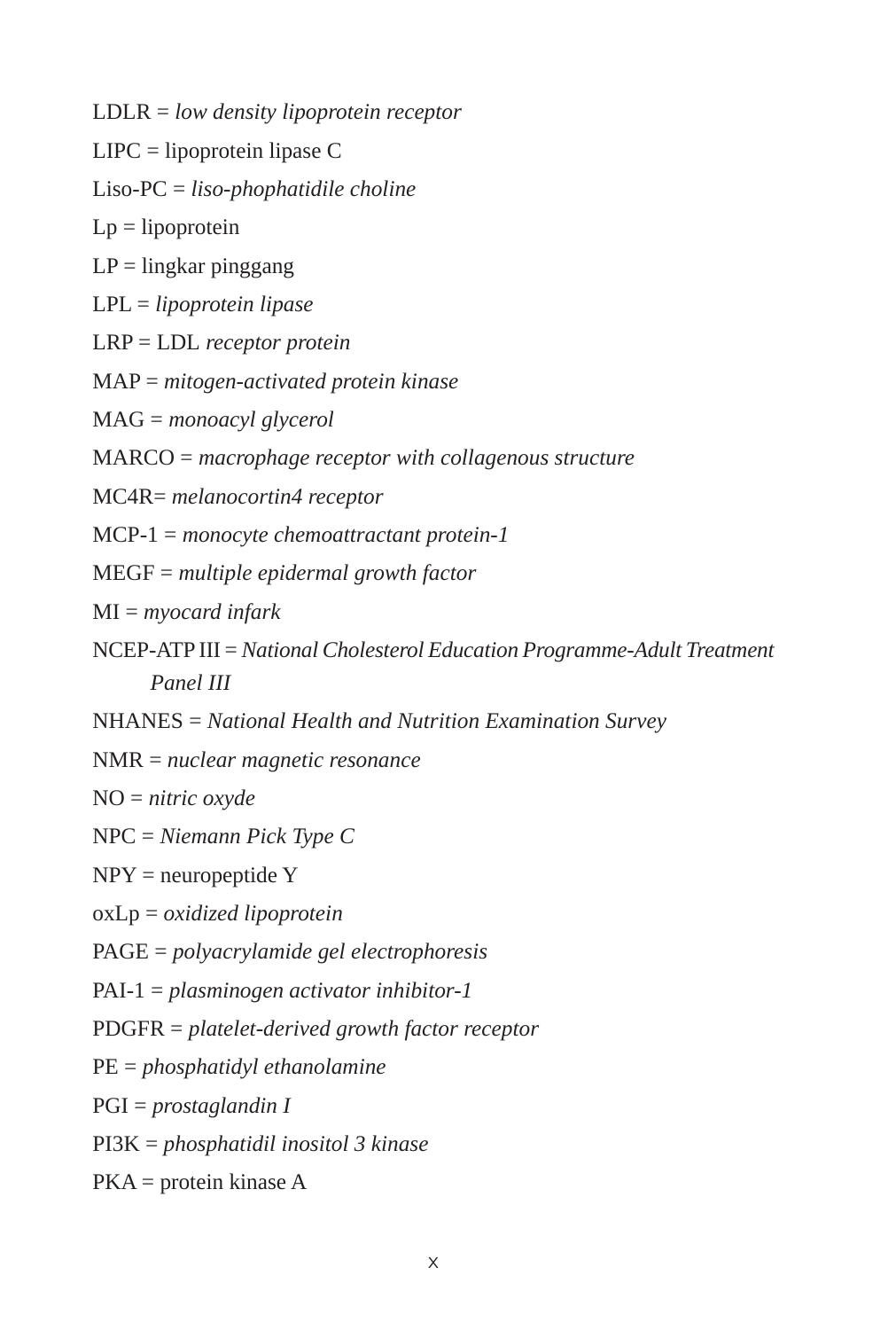LDLR = *low density lipoprotein receptor*

LIPC = lipoprotein lipase C

Liso-PC = *liso-phophatidile choline*

Lp = lipoprotein

LP = lingkar pinggang

LPL = *lipoprotein lipase*

LRP = LDL *receptor protein*

MAP = *mitogen-activated protein kinase*

MAG = *monoacyl glycerol*

MARCO = *macrophage receptor with collagenous structure*

MC4R= *melanocortin4 receptor*

MCP-1 = *monocyte chemoattractant protein-1*

MEGF = *multiple epidermal growth factor*

MI = *myocard infark*

NCEP-ATP III = *National Cholesterol Education Programme-Adult Treatment Panel III*

NHANES = *National Health and Nutrition Examination Survey*

NMR = *nuclear magnetic resonance*

NO = *nitric oxyde*

NPC = *Niemann Pick Type C*

NPY = neuropeptide Y

oxLp = *oxidized lipoprotein*

PAGE = *polyacrylamide gel electrophoresis*

PAI-1 = *plasminogen activator inhibitor-1*

PDGFR = *platelet-derived growth factor receptor*

PE = *phosphatidyl ethanolamine*

PGI = *prostaglandin I*

PI3K = *phosphatidil inositol 3 kinase*

PKA = protein kinase A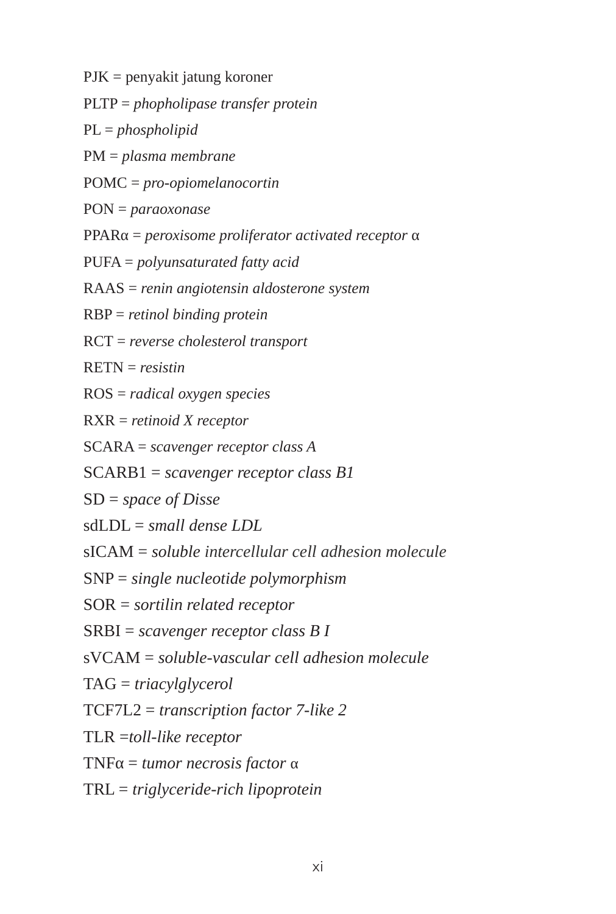PJK = penyakit jatung koroner

PLTP = *phopholipase transfer protein*

PL = *phospholipid*

PM = *plasma membrane*

POMC = *pro-opiomelanocortin*

PON = *paraoxonase*

PPARα = *peroxisome proliferator activated receptor* α

PUFA = *polyunsaturated fatty acid*

RAAS = *renin angiotensin aldosterone system*

RBP = *retinol binding protein*

RCT = *reverse cholesterol transport*

RETN = *resistin*

ROS = *radical oxygen species*

RXR = *retinoid X receptor*

SCARA = *scavenger receptor class A*

SCARB1 = *scavenger receptor class B1*

SD = *space of Disse*

sdLDL = *small dense LDL*

sICAM = *soluble intercellular cell adhesion molecule*

SNP = *single nucleotide polymorphism*

SOR = *sortilin related receptor*

SRBI = *scavenger receptor class B I*

sVCAM = *soluble-vascular cell adhesion molecule*

TAG = *triacylglycerol*

TCF7L2 = *transcription factor 7-like 2*

TLR =*toll-like receptor*

TNFα = *tumor necrosis factor* α

TRL = *triglyceride-rich lipoprotein*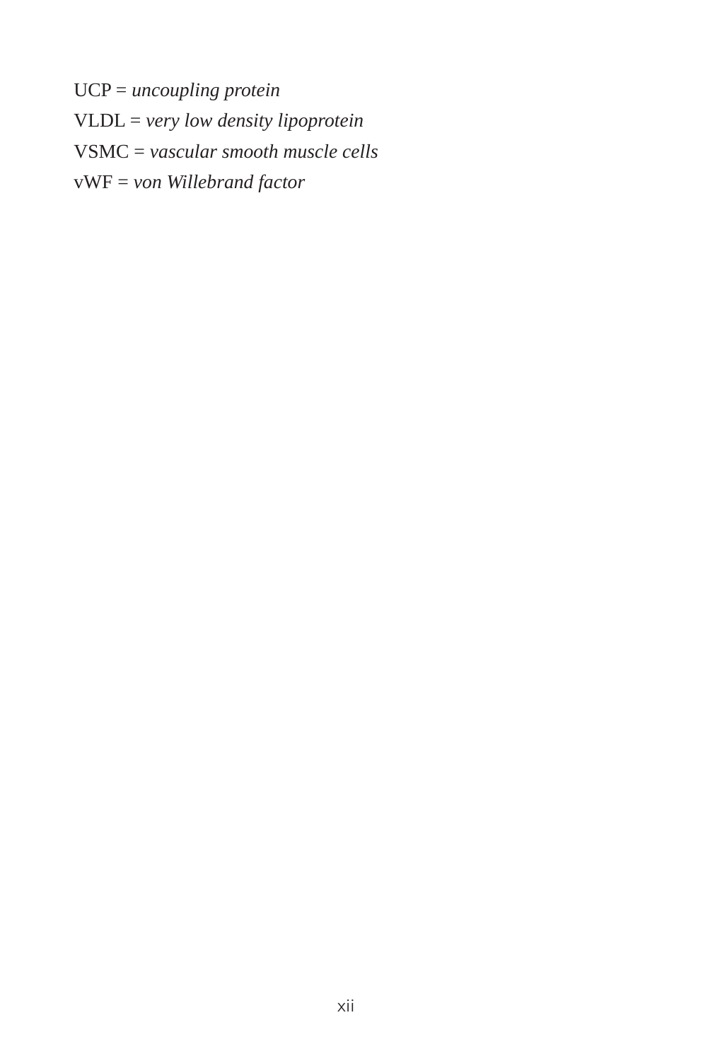UCP = *uncoupling protein*

VLDL = *very low density lipoprotein*

VSMC = *vascular smooth muscle cells*

vWF = *von Willebrand factor*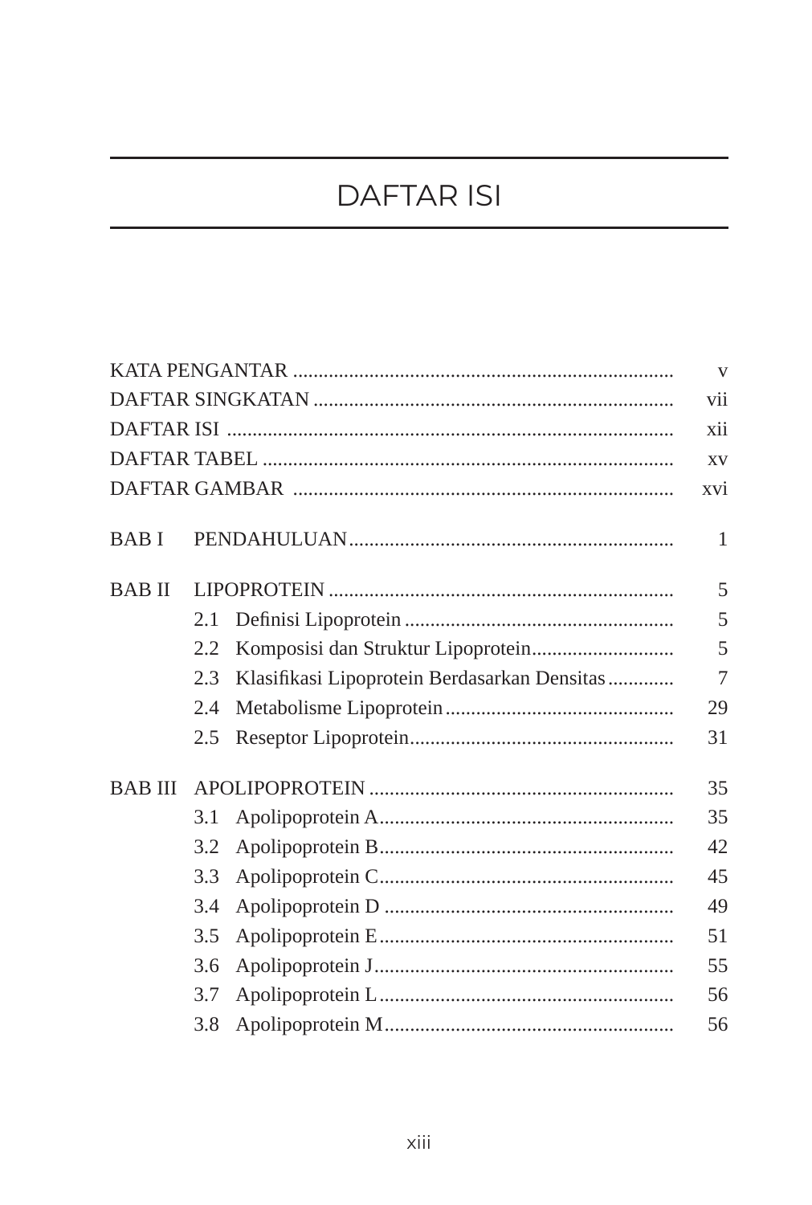# DAFTAR ISI

| | | |
|---|---|---|
| KATA PENGANTAR | | v |
| DAFTAR SINGKATAN | | vii |
| DAFTAR ISI | | xii |
| DAFTAR TABEL | | xv |
| DAFTAR GAMBAR | | xvi |
| BAB I | PENDAHULUAN | 1 |
| BAB II | LIPOPROTEIN | 5 |
| | 2.1 Definisi Lipoprotein | 5 |
| | 2.2 Komposisi dan Struktur Lipoprotein | 5 |
| | 2.3 Klasifikasi Lipoprotein Berdasarkan Densitas | 7 |
| | 2.4 Metabolisme Lipoprotein | 29 |
| | 2.5 Reseptor Lipoprotein | 31 |
| BAB III | APOLIPOPROTEIN | 35 |
| | 3.1 Apolipoprotein A | 35 |
| | 3.2 Apolipoprotein B | 42 |
| | 3.3 Apolipoprotein C | 45 |
| | 3.4 Apolipoprotein D | 49 |
| | 3.5 Apolipoprotein E | 51 |
| | 3.6 Apolipoprotein J | 55 |
| | 3.7 Apolipoprotein L | 56 |
| | 3.8 Apolipoprotein M | 56 |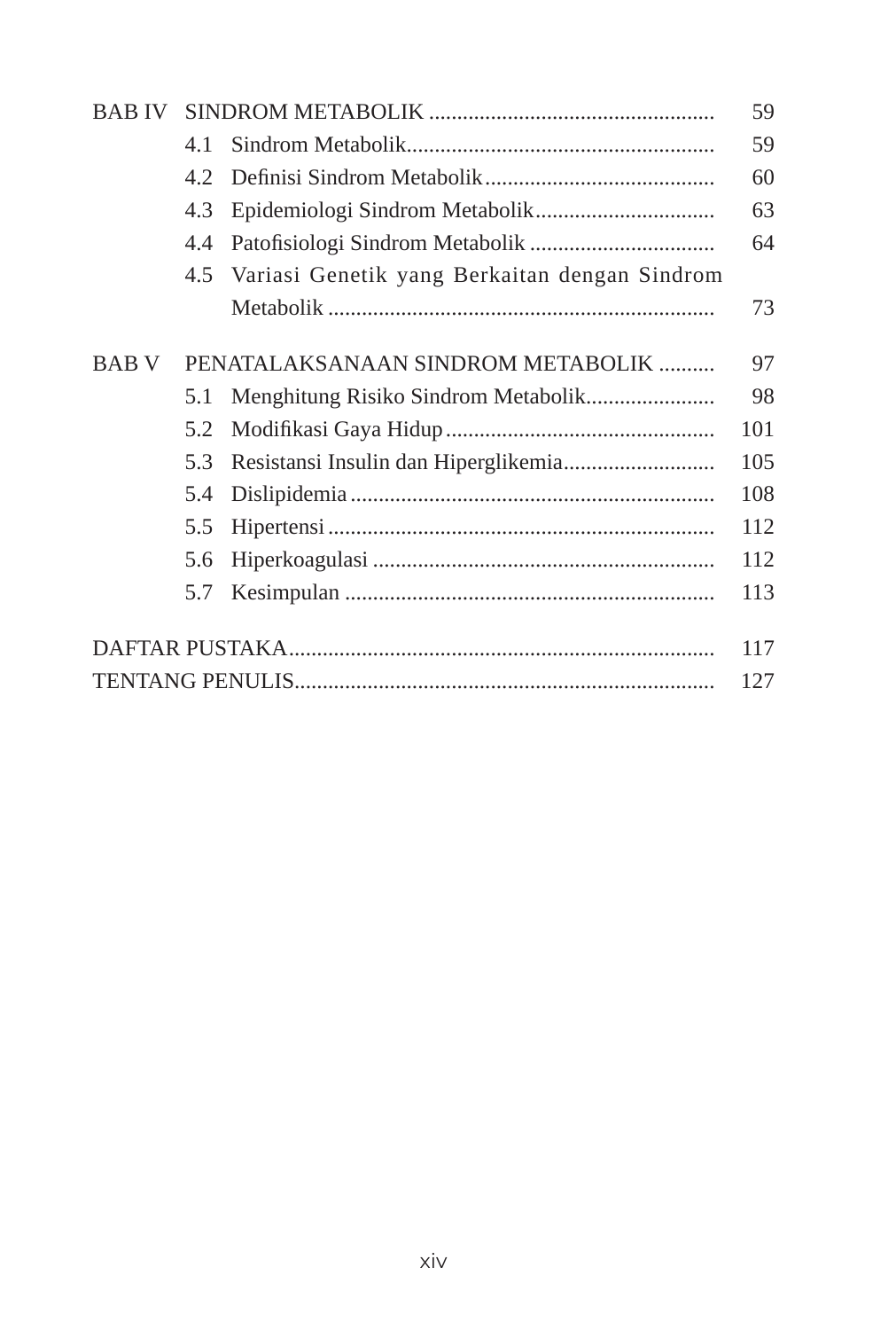| | | | |
|---|---|---|---|
| BAB IV | SINDROM METABOLIK | | 59 |
| | 4.1 | Sindrom Metabolik | 59 |
| | 4.2 | Definisi Sindrom Metabolik | 60 |
| | 4.3 | Epidemiologi Sindrom Metabolik | 63 |
| | 4.4 | Patofisiologi Sindrom Metabolik | 64 |
| | 4.5 | Variasi Genetik yang Berkaitan dengan Sindrom Metabolik | 73 |
| BAB V | PENATALAKSANAAN SINDROM METABOLIK | | 97 |
| | 5.1 | Menghitung Risiko Sindrom Metabolik | 98 |
| | 5.2 | Modifikasi Gaya Hidup | 101 |
| | 5.3 | Resistansi Insulin dan Hiperglikemia | 105 |
| | 5.4 | Dislipidemia | 108 |
| | 5.5 | Hipertensi | 112 |
| | 5.6 | Hiperkoagulasi | 112 |
| | 5.7 | Kesimpulan | 113 |
| DAFTAR PUSTAKA | | | 117 |
| TENTANG PENULIS | | | 127 |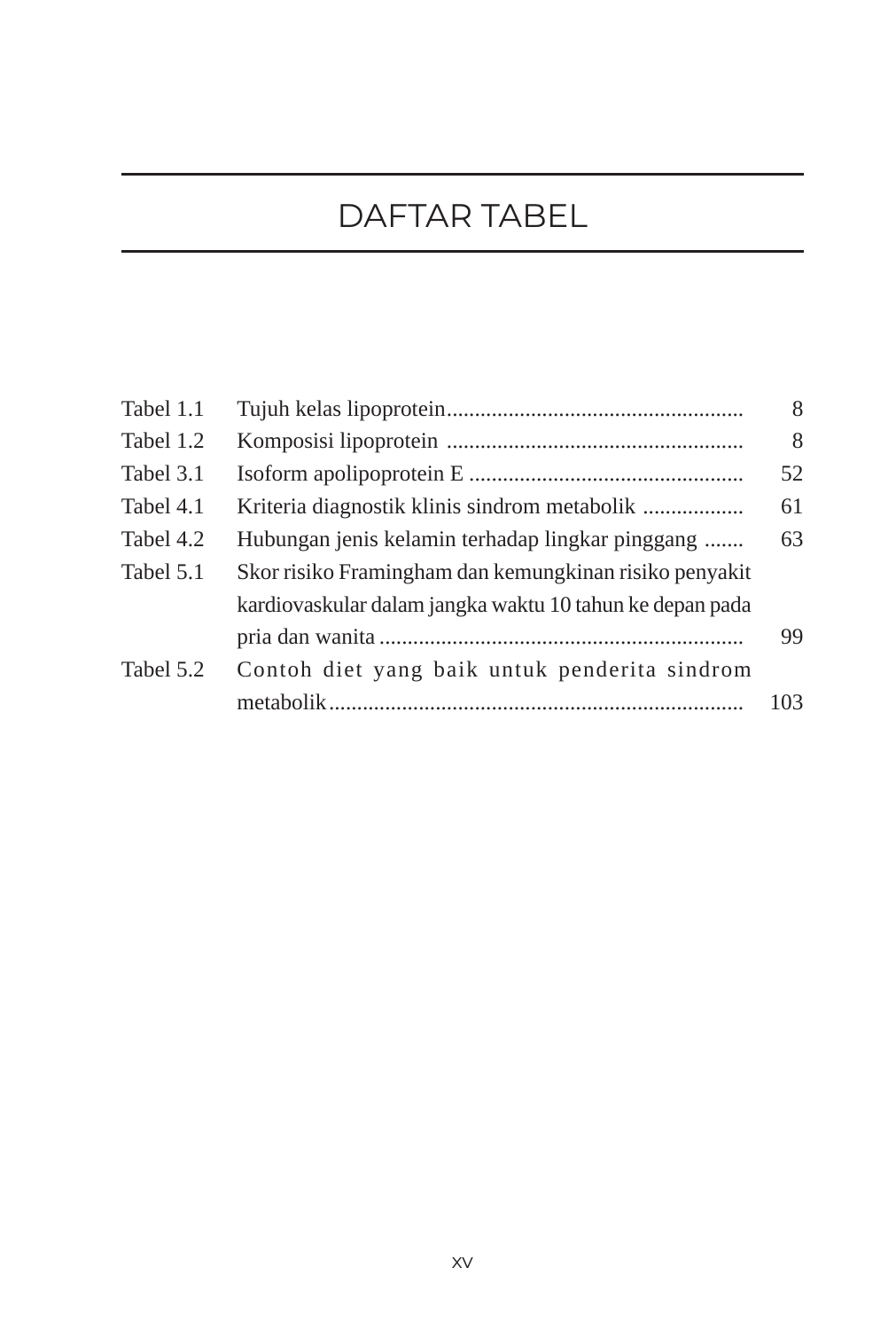# DAFTAR TABEL

| | | |
|---|---|---|
| Tabel 1.1 | Tujuh kelas lipoprotein | 8 |
| Tabel 1.2 | Komposisi lipoprotein | 8 |
| Tabel 3.1 | Isoform apolipoprotein E | 52 |
| Tabel 4.1 | Kriteria diagnostik klinis sindrom metabolik | 61 |
| Tabel 4.2 | Hubungan jenis kelamin terhadap lingkar pinggang | 63 |
| Tabel 5.1 | Skor risiko Framingham dan kemungkinan risiko penyakit kardiovaskular dalam jangka waktu 10 tahun ke depan pada pria dan wanita | 99 |
| Tabel 5.2 | Contoh diet yang baik untuk penderita sindrom metabolik | 103 |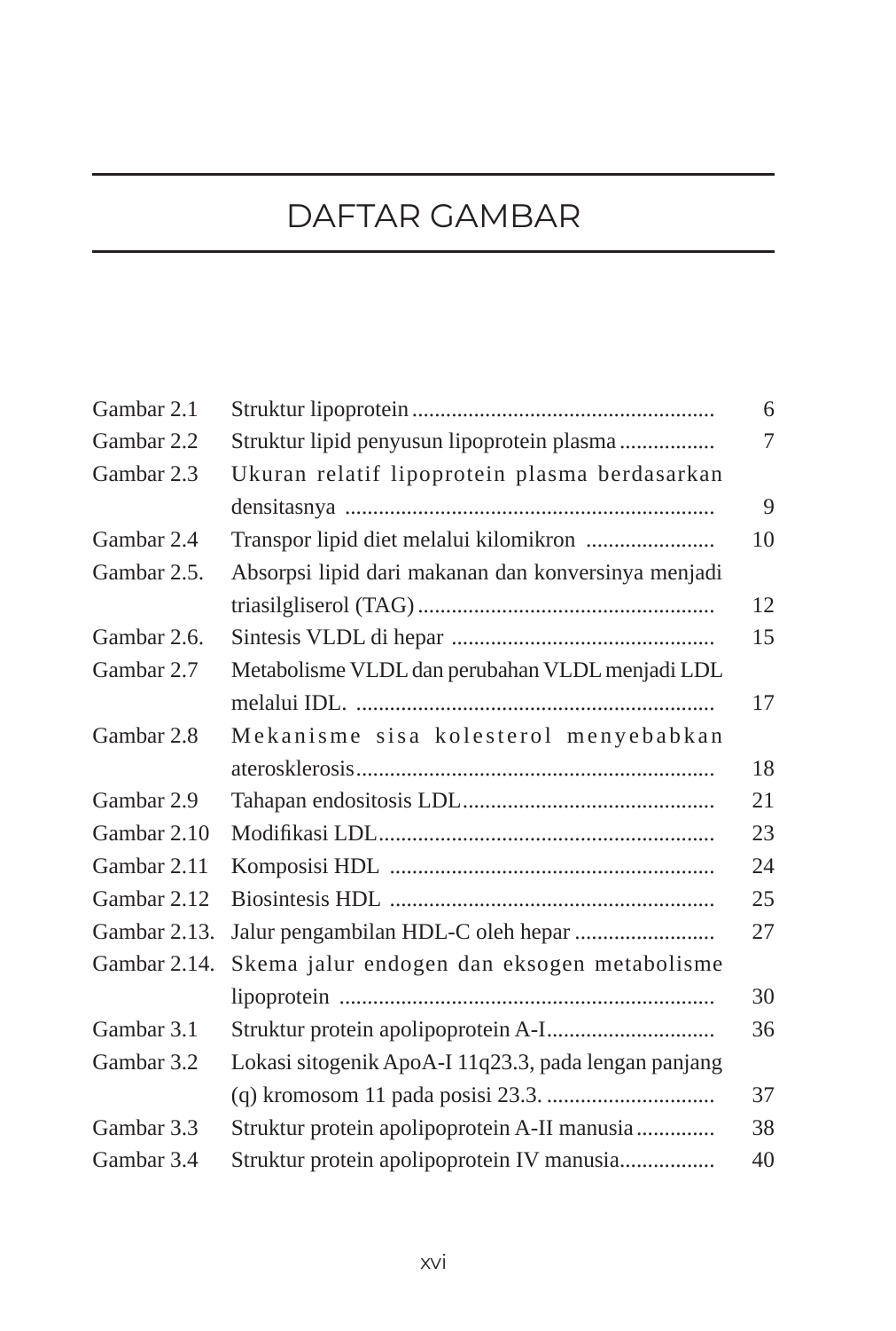# DAFTAR GAMBAR

| | | |
|---|---|---|
| Gambar 2.1 | Struktur lipoprotein | 6 |
| Gambar 2.2 | Struktur lipid penyusun lipoprotein plasma | 7 |
| Gambar 2.3 | Ukuran relatif lipoprotein plasma berdasarkan densitasnya | 9 |
| Gambar 2.4 | Transpor lipid diet melalui kilomikron | 10 |
| Gambar 2.5. | Absorpsi lipid dari makanan dan konversinya menjadi triasilgliserol (TAG) | 12 |
| Gambar 2.6. | Sintesis VLDL di hepar | 15 |
| Gambar 2.7 | Metabolisme VLDL dan perubahan VLDL menjadi LDL melalui IDL. | 17 |
| Gambar 2.8 | Mekanisme sisa kolesterol menyebabkan aterosklerosis | 18 |
| Gambar 2.9 | Tahapan endositosis LDL | 21 |
| Gambar 2.10 | Modifikasi LDL | 23 |
| Gambar 2.11 | Komposisi HDL | 24 |
| Gambar 2.12 | Biosintesis HDL | 25 |
| Gambar 2.13. | Jalur pengambilan HDL-C oleh hepar | 27 |
| Gambar 2.14. | Skema jalur endogen dan eksogen metabolisme lipoprotein | 30 |
| Gambar 3.1 | Struktur protein apolipoprotein A-I | 36 |
| Gambar 3.2 | Lokasi sitogenik ApoA-I 11q23.3, pada lengan panjang (q) kromosom 11 pada posisi 23.3. | 37 |
| Gambar 3.3 | Struktur protein apolipoprotein A-II manusia | 38 |
| Gambar 3.4 | Struktur protein apolipoprotein IV manusia | 40 |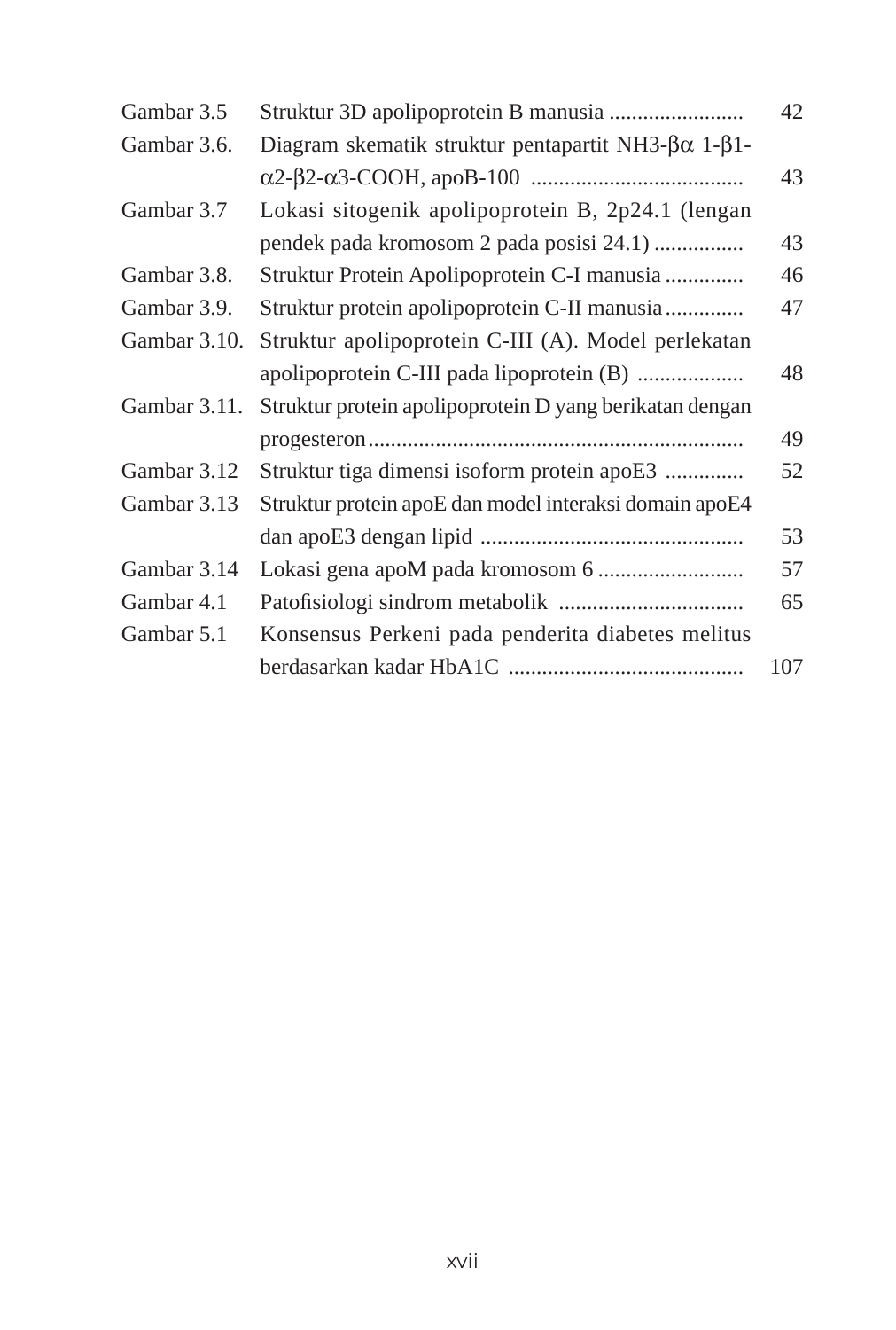| | | |
|---|---|---|
| Gambar 3.5 | Struktur 3D apolipoprotein B manusia ........................ | 42 |
| Gambar 3.6. | Diagram skematik struktur pentapartit NH3-$\beta\alpha$ 1-$\beta$1-$\alpha$2-$\beta$2-$\alpha$3-COOH, apoB-100 ...................................... | 43 |
| Gambar 3.7 | Lokasi sitogenik apolipoprotein B, 2p24.1 (lengan pendek pada kromosom 2 pada posisi 24.1) ................ | 43 |
| Gambar 3.8. | Struktur Protein Apolipoprotein C-I manusia .............. | 46 |
| Gambar 3.9. | Struktur protein apolipoprotein C-II manusia.............. | 47 |
| Gambar 3.10. | Struktur apolipoprotein C-III (A). Model perlekatan apolipoprotein C-III pada lipoprotein (B) ................... | 48 |
| Gambar 3.11. | Struktur protein apolipoprotein D yang berikatan dengan progesteron.................................................................. | 49 |
| Gambar 3.12 | Struktur tiga dimensi isoform protein apoE3 .............. | 52 |
| Gambar 3.13 | Struktur protein apoE dan model interaksi domain apoE4 dan apoE3 dengan lipid ............................................... | 53 |
| Gambar 3.14 | Lokasi gena apoM pada kromosom 6 .......................... | 57 |
| Gambar 4.1 | Patofisiologi sindrom metabolik ................................. | 65 |
| Gambar 5.1 | Konsensus Perkeni pada penderita diabetes melitus berdasarkan kadar HbA1C .......................................... | 107 |